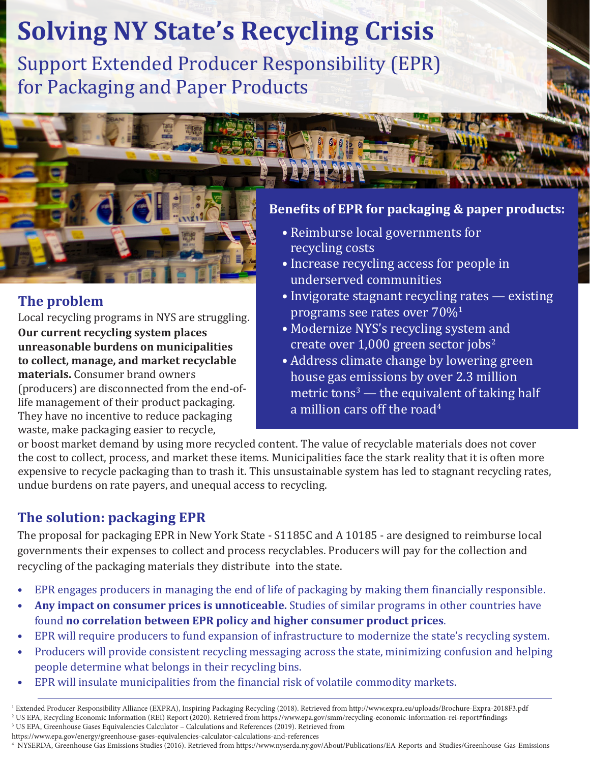# Solving NY State's Recycling Crisis

## Support Extended Producer Responsibility (EPR) for Packaging and Paper Products

### Benefits of EPR for packaging & paper products:

- Reimburse local governments for recycling costs
- Increase recycling access for people in underserved communities
- Invigorate stagnant recycling rates — existing programs see rates over 70%[1]
- Modernize NYS's recycling system and create over 1,000 green sector jobs[2]
- Address climate change by lowering green house gas emissions by over 2.3 million metric tons[3] — the equivalent of taking half a million cars off the road[4]

## The problem

Local recycling programs in NYS are struggling. **Our current recycling system places unreasonable burdens on municipalities to collect, manage, and market recyclable materials.** Consumer brand owners (producers) are disconnected from the end-of-life management of their product packaging. They have no incentive to reduce packaging waste, make packaging easier to recycle, or boost market demand by using more recycled content. The value of recyclable materials does not cover the cost to collect, process, and market these items. Municipalities face the stark reality that it is often more expensive to recycle packaging than to trash it. This unsustainable system has led to stagnant recycling rates, undue burdens on rate payers, and unequal access to recycling.

## The solution: packaging EPR

The proposal for packaging EPR in New York State - S1185C and A 10185 - are designed to reimburse local governments their expenses to collect and process recyclables. Producers will pay for the collection and recycling of the packaging materials they distribute into the state.

- EPR engages producers in managing the end of life of packaging by making them financially responsible.
- **Any impact on consumer prices is unnoticeable.** Studies of similar programs in other countries have found **no correlation between EPR policy and higher consumer product prices**.
- EPR will require producers to fund expansion of infrastructure to modernize the state's recycling system.
- Producers will provide consistent recycling messaging across the state, minimizing confusion and helping people determine what belongs in their recycling bins.
- EPR will insulate municipalities from the financial risk of volatile commodity markets.

---

[1] Extended Producer Responsibility Alliance (EXPRA), Inspiring Packaging Recycling (2018). Retrieved from http://www.expra.eu/uploads/Brochure-Expra-2018F3.pdf

[2] US EPA, Recycling Economic Information (REI) Report (2020). Retrieved from https://www.epa.gov/smm/recycling-economic-information-rei-report#findings

[3] US EPA, Greenhouse Gases Equivalencies Calculator – Calculations and References (2019). Retrieved from https://www.epa.gov/energy/greenhouse-gases-equivalencies-calculator-calculations-and-references

[4] NYSERDA, Greenhouse Gas Emissions Studies (2016). Retrieved from https://www.nyserda.ny.gov/About/Publications/EA-Reports-and-Studies/Greenhouse-Gas-Emissions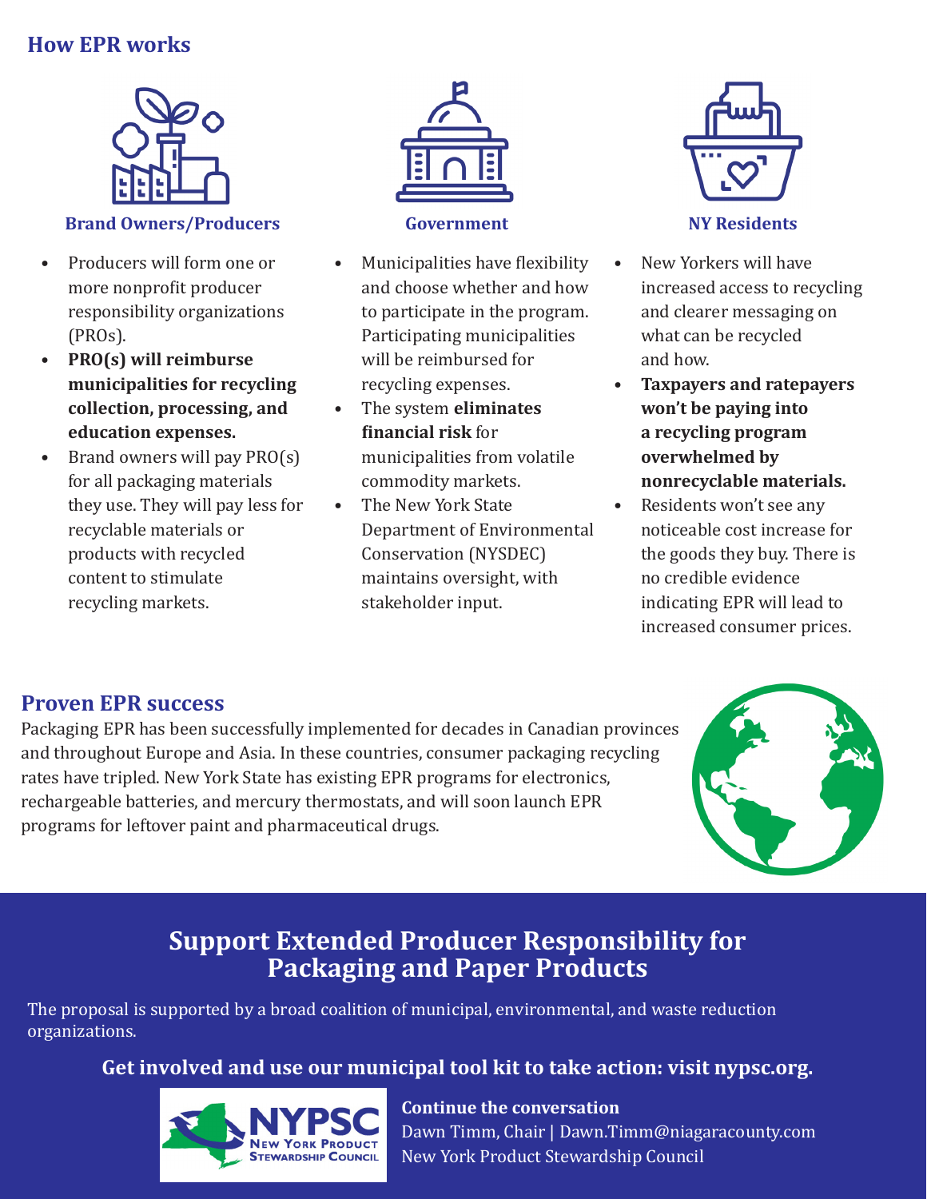## How EPR works

### Brand Owners/Producers

- Producers will form one or more nonprofit producer responsibility organizations (PROs).
- **PRO(s) will reimburse municipalities for recycling collection, processing, and education expenses.**
- Brand owners will pay PRO(s) for all packaging materials they use. They will pay less for recyclable materials or products with recycled content to stimulate recycling markets.

### Government

- Municipalities have flexibility and choose whether and how to participate in the program. Participating municipalities will be reimbursed for recycling expenses.
- The system **eliminates financial risk** for municipalities from volatile commodity markets.
- The New York State Department of Environmental Conservation (NYSDEC) maintains oversight, with stakeholder input.

### NY Residents

- New Yorkers will have increased access to recycling and clearer messaging on what can be recycled and how.
- **Taxpayers and ratepayers won't be paying into a recycling program overwhelmed by nonrecyclable materials.**
- Residents won't see any noticeable cost increase for the goods they buy. There is no credible evidence indicating EPR will lead to increased consumer prices.

## Proven EPR success

Packaging EPR has been successfully implemented for decades in Canadian provinces and throughout Europe and Asia. In these countries, consumer packaging recycling rates have tripled. New York State has existing EPR programs for electronics, rechargeable batteries, and mercury thermostats, and will soon launch EPR programs for leftover paint and pharmaceutical drugs.

## Support Extended Producer Responsibility for Packaging and Paper Products

The proposal is supported by a broad coalition of municipal, environmental, and waste reduction organizations.

**Get involved and use our municipal tool kit to take action: visit nypsc.org.**

NYPSC New York Product Stewardship Council

**Continue the conversation**
Dawn Timm, Chair | Dawn.Timm@niagaracounty.com
New York Product Stewardship Council